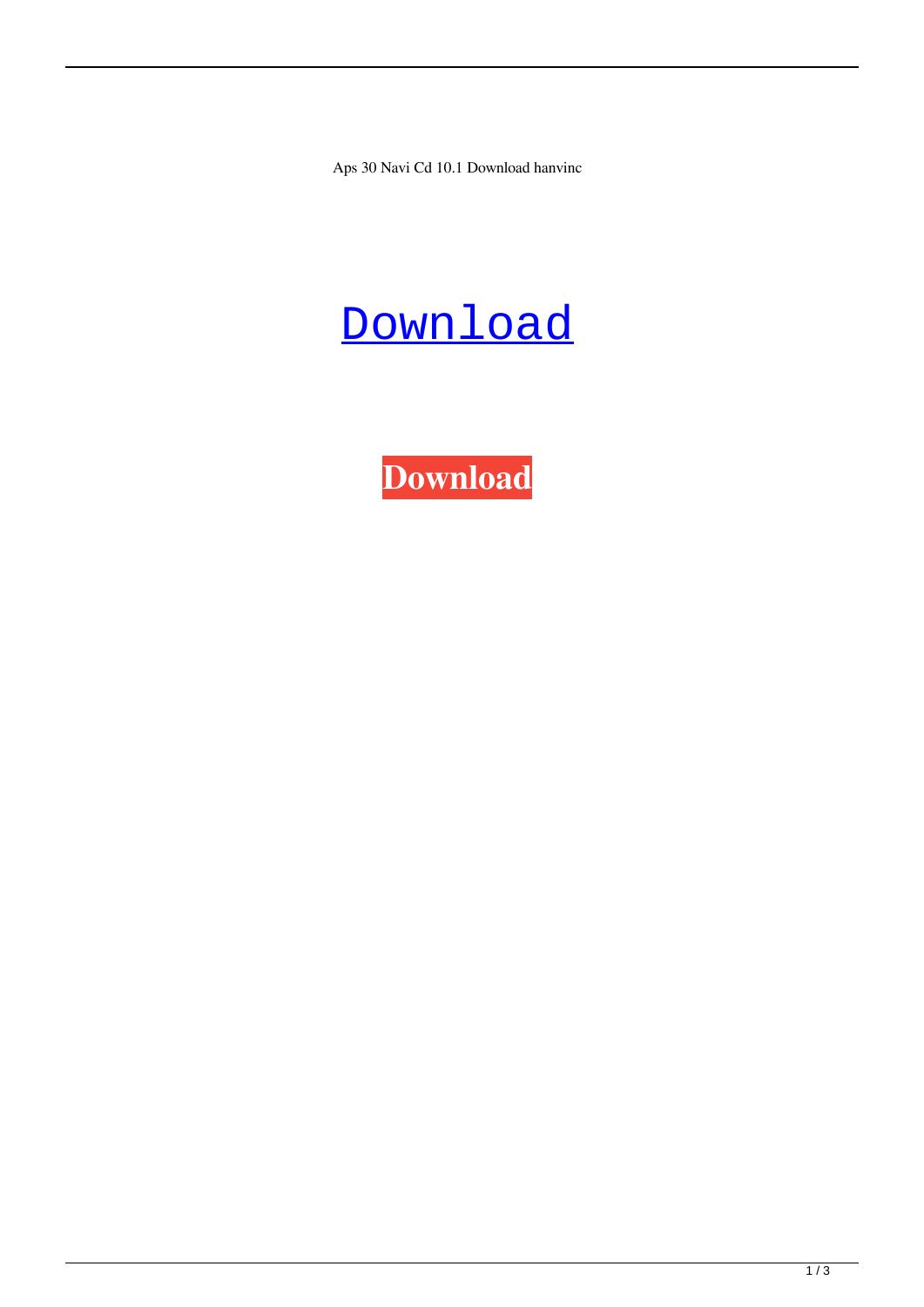Aps 30 Navi Cd 10.1 Download hanvinc

Download

**Download**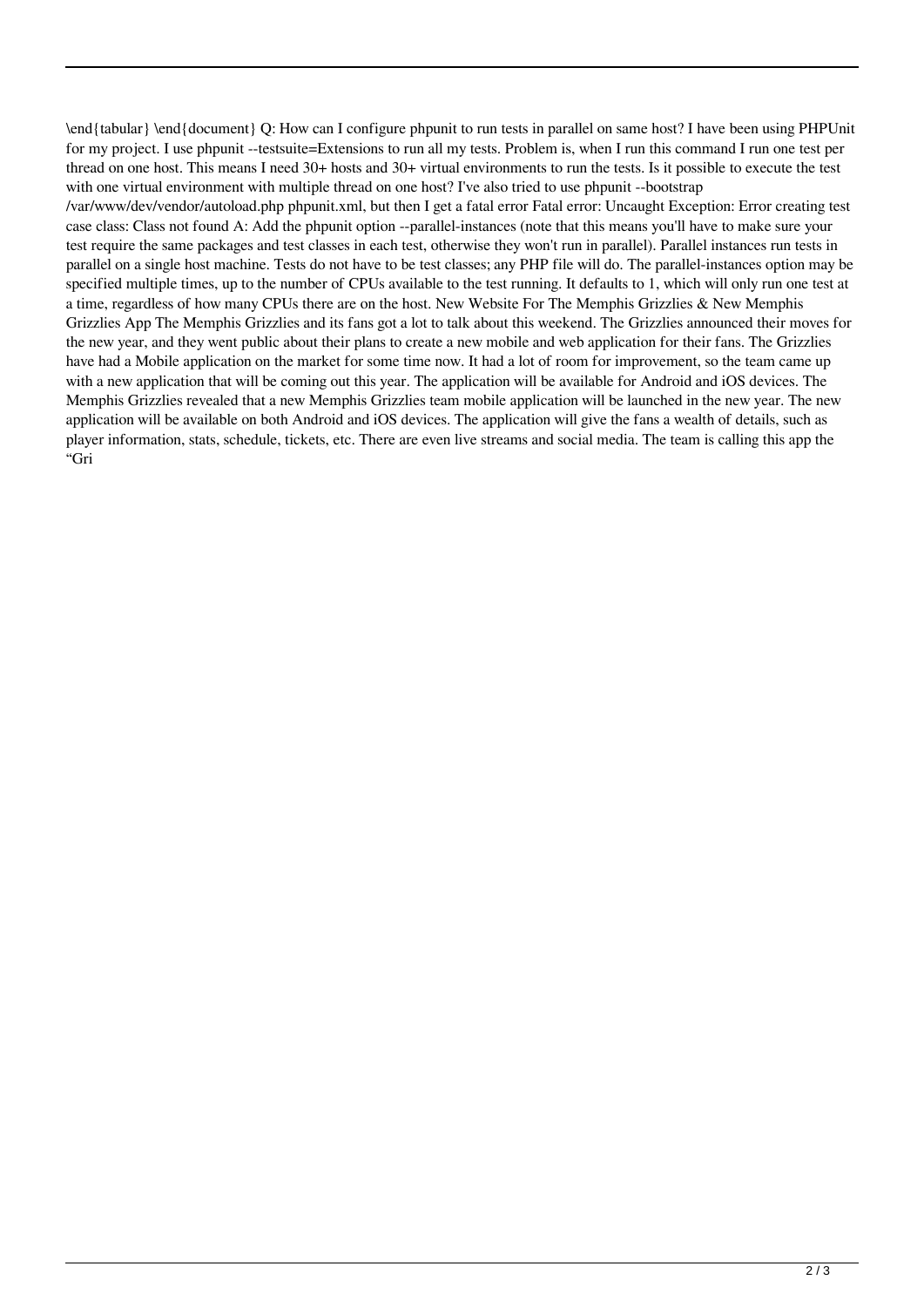\end{tabular} \end{document} Q: How can I configure phpunit to run tests in parallel on same host? I have been using PHPUnit for my project. I use phpunit --testsuite=Extensions to run all my tests. Problem is, when I run this command I run one test per thread on one host. This means I need 30+ hosts and 30+ virtual environments to run the tests. Is it possible to execute the test with one virtual environment with multiple thread on one host? I've also tried to use phpunit --bootstrap /var/www/dev/vendor/autoload.php phpunit.xml, but then I get a fatal error Fatal error: Uncaught Exception: Error creating test case class: Class not found A: Add the phpunit option --parallel-instances (note that this means you'll have to make sure your test require the same packages and test classes in each test, otherwise they won't run in parallel). Parallel instances run tests in parallel on a single host machine. Tests do not have to be test classes; any PHP file will do. The parallel-instances option may be specified multiple times, up to the number of CPUs available to the test running. It defaults to 1, which will only run one test at a time, regardless of how many CPUs there are on the host. New Website For The Memphis Grizzlies & New Memphis Grizzlies App The Memphis Grizzlies and its fans got a lot to talk about this weekend. The Grizzlies announced their moves for the new year, and they went public about their plans to create a new mobile and web application for their fans. The Grizzlies have had a Mobile application on the market for some time now. It had a lot of room for improvement, so the team came up with a new application that will be coming out this year. The application will be available for Android and iOS devices. The Memphis Grizzlies revealed that a new Memphis Grizzlies team mobile application will be launched in the new year. The new application will be available on both Android and iOS devices. The application will give the fans a wealth of details, such as player information, stats, schedule, tickets, etc. There are even live streams and social media. The team is calling this app the "Gri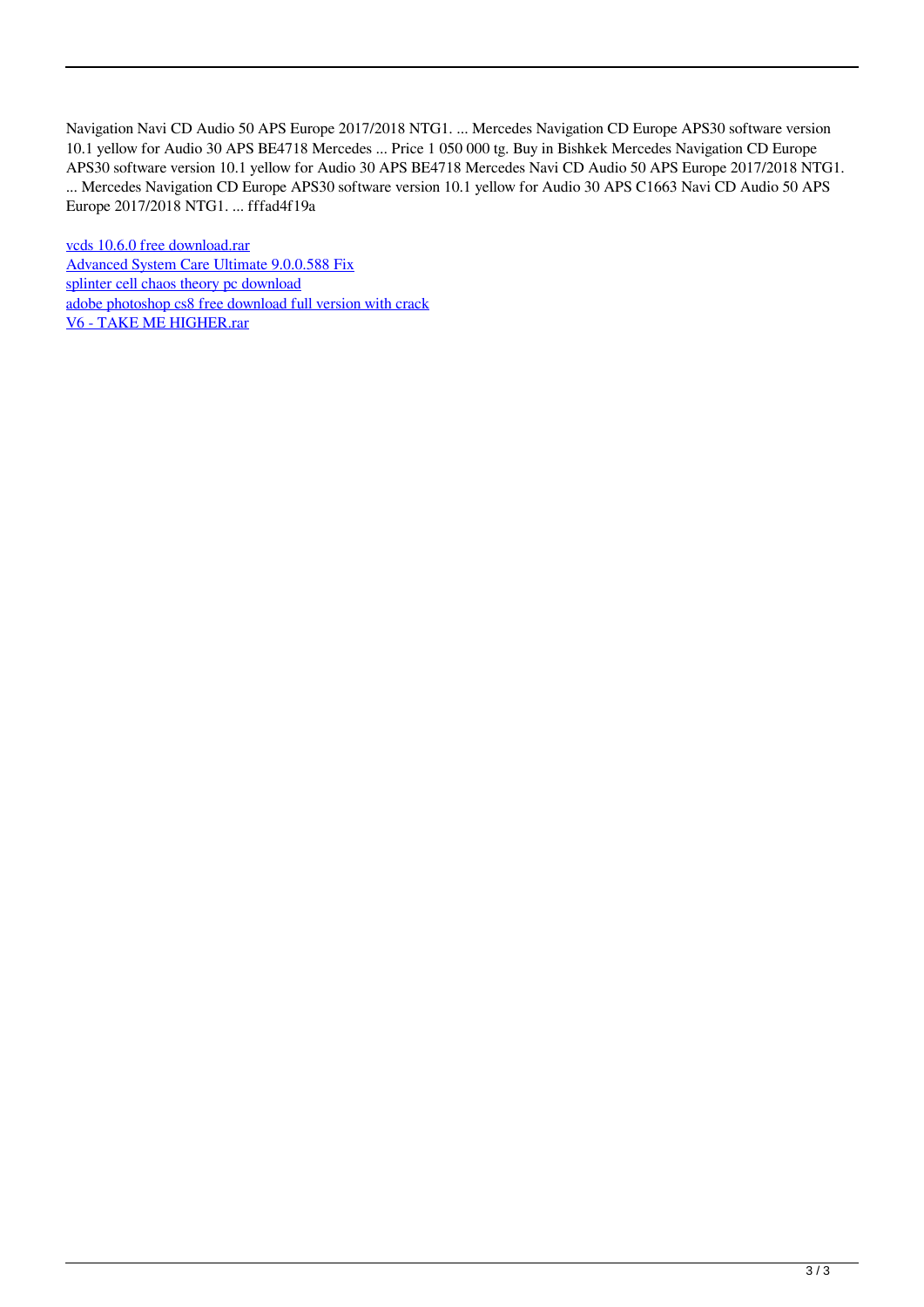Navigation Navi CD Audio 50 APS Europe 2017/2018 NTG1. ... Mercedes Navigation CD Europe APS30 software version 10.1 yellow for Audio 30 APS BE4718 Mercedes ... Price 1 050 000 tg. Buy in Bishkek Mercedes Navigation CD Europe APS30 software version 10.1 yellow for Audio 30 APS BE4718 Mercedes Navi CD Audio 50 APS Europe 2017/2018 NTG1. ... Mercedes Navigation CD Europe APS30 software version 10.1 yellow for Audio 30 APS C1663 Navi CD Audio 50 APS Europe 2017/2018 NTG1. ... fffad4f19a

vcds 10.6.0 free download.rar
Advanced System Care Ultimate 9.0.0.588 Fix
splinter cell chaos theory pc download
adobe photoshop cs8 free download full version with crack
V6 - TAKE ME HIGHER.rar